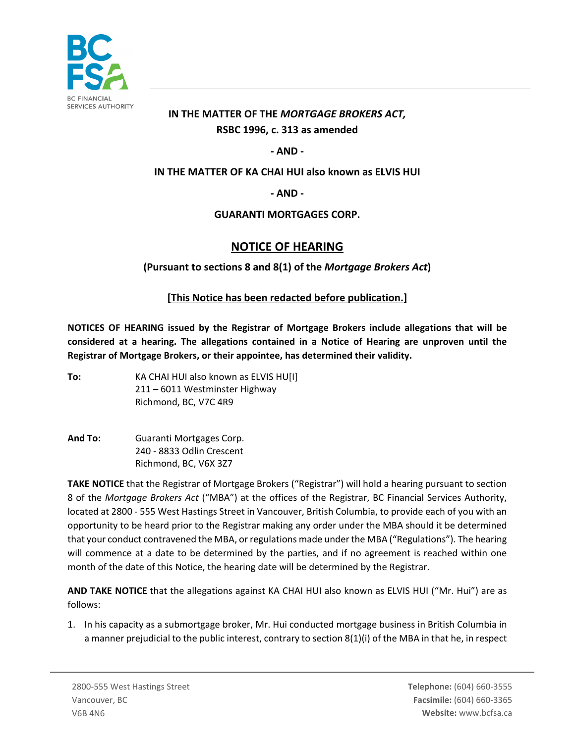**IN THE MATTER OF THE *MORTGAGE BROKERS ACT*, RSBC 1996, c. 313 as amended**

**- AND -**

**IN THE MATTER OF KA CHAI HUI also known as ELVIS HUI**

**- AND -**

**GUARANTI MORTGAGES CORP.**

# NOTICE OF HEARING

**(Pursuant to sections 8 and 8(1) of the *Mortgage Brokers Act*)**

**[This Notice has been redacted before publication.]**

**NOTICES OF HEARING issued by the Registrar of Mortgage Brokers include allegations that will be considered at a hearing. The allegations contained in a Notice of Hearing are unproven until the Registrar of Mortgage Brokers, or their appointee, has determined their validity.**

**To:** KA CHAI HUI also known as ELVIS HU[I]
211 – 6011 Westminster Highway
Richmond, BC, V7C 4R9

**And To:** Guaranti Mortgages Corp.
240 - 8833 Odlin Crescent
Richmond, BC, V6X 3Z7

**TAKE NOTICE** that the Registrar of Mortgage Brokers ("Registrar") will hold a hearing pursuant to section 8 of the *Mortgage Brokers Act* ("MBA") at the offices of the Registrar, BC Financial Services Authority, located at 2800 - 555 West Hastings Street in Vancouver, British Columbia, to provide each of you with an opportunity to be heard prior to the Registrar making any order under the MBA should it be determined that your conduct contravened the MBA, or regulations made under the MBA ("Regulations"). The hearing will commence at a date to be determined by the parties, and if no agreement is reached within one month of the date of this Notice, the hearing date will be determined by the Registrar.

**AND TAKE NOTICE** that the allegations against KA CHAI HUI also known as ELVIS HUI ("Mr. Hui") are as follows:

1. In his capacity as a submortgage broker, Mr. Hui conducted mortgage business in British Columbia in a manner prejudicial to the public interest, contrary to section 8(1)(i) of the MBA in that he, in respect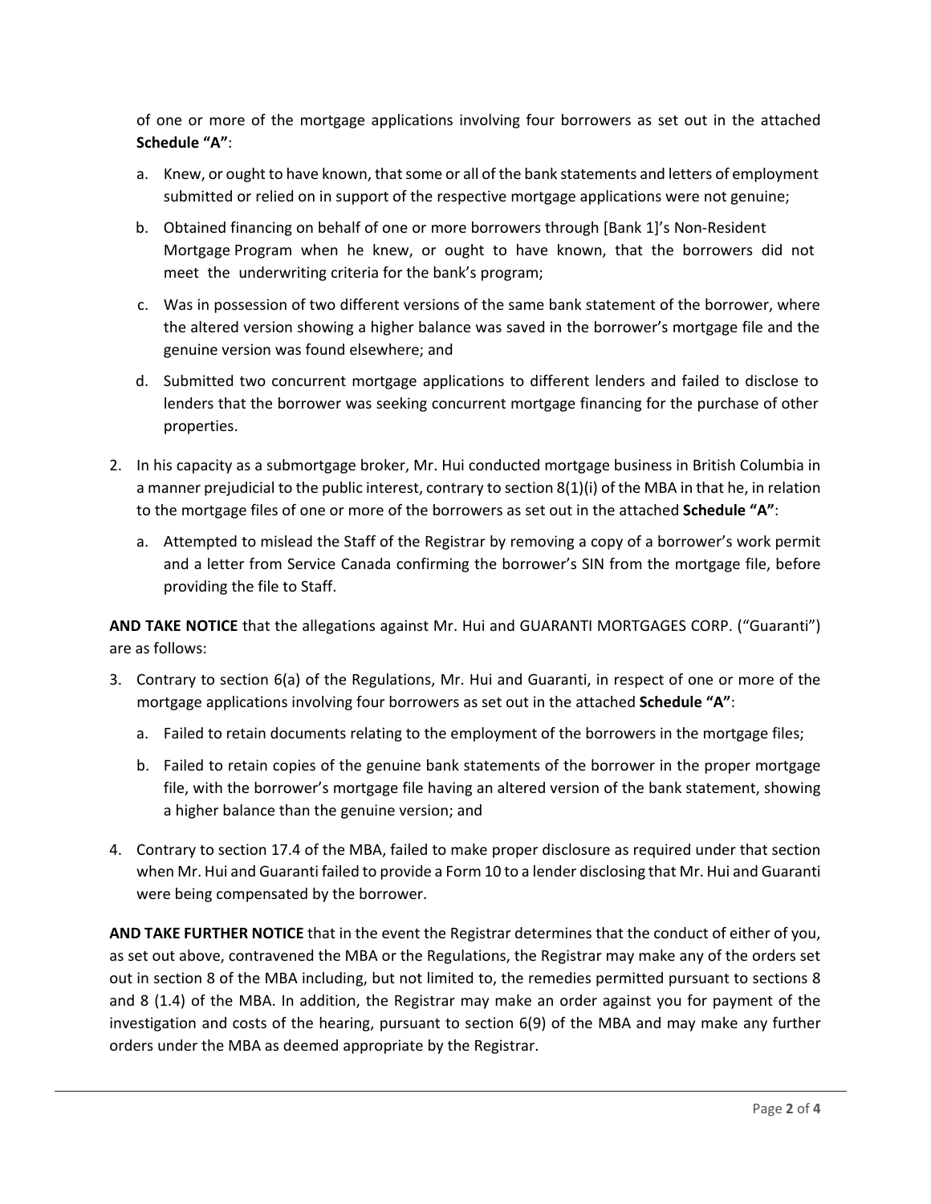of one or more of the mortgage applications involving four borrowers as set out in the attached **Schedule "A"**:

a. Knew, or ought to have known, that some or all of the bank statements and letters of employment submitted or relied on in support of the respective mortgage applications were not genuine;

b. Obtained financing on behalf of one or more borrowers through [Bank 1]'s Non-Resident Mortgage Program when he knew, or ought to have known, that the borrowers did not meet the underwriting criteria for the bank's program;

c. Was in possession of two different versions of the same bank statement of the borrower, where the altered version showing a higher balance was saved in the borrower's mortgage file and the genuine version was found elsewhere; and

d. Submitted two concurrent mortgage applications to different lenders and failed to disclose to lenders that the borrower was seeking concurrent mortgage financing for the purchase of other properties.

2. In his capacity as a submortgage broker, Mr. Hui conducted mortgage business in British Columbia in a manner prejudicial to the public interest, contrary to section 8(1)(i) of the MBA in that he, in relation to the mortgage files of one or more of the borrowers as set out in the attached **Schedule "A"**:

   a. Attempted to mislead the Staff of the Registrar by removing a copy of a borrower's work permit and a letter from Service Canada confirming the borrower's SIN from the mortgage file, before providing the file to Staff.

**AND TAKE NOTICE** that the allegations against Mr. Hui and GUARANTI MORTGAGES CORP. ("Guaranti") are as follows:

3. Contrary to section 6(a) of the Regulations, Mr. Hui and Guaranti, in respect of one or more of the mortgage applications involving four borrowers as set out in the attached **Schedule "A"**:

   a. Failed to retain documents relating to the employment of the borrowers in the mortgage files;

   b. Failed to retain copies of the genuine bank statements of the borrower in the proper mortgage file, with the borrower's mortgage file having an altered version of the bank statement, showing a higher balance than the genuine version; and

4. Contrary to section 17.4 of the MBA, failed to make proper disclosure as required under that section when Mr. Hui and Guaranti failed to provide a Form 10 to a lender disclosing that Mr. Hui and Guaranti were being compensated by the borrower.

**AND TAKE FURTHER NOTICE** that in the event the Registrar determines that the conduct of either of you, as set out above, contravened the MBA or the Regulations, the Registrar may make any of the orders set out in section 8 of the MBA including, but not limited to, the remedies permitted pursuant to sections 8 and 8 (1.4) of the MBA. In addition, the Registrar may make an order against you for payment of the investigation and costs of the hearing, pursuant to section 6(9) of the MBA and may make any further orders under the MBA as deemed appropriate by the Registrar.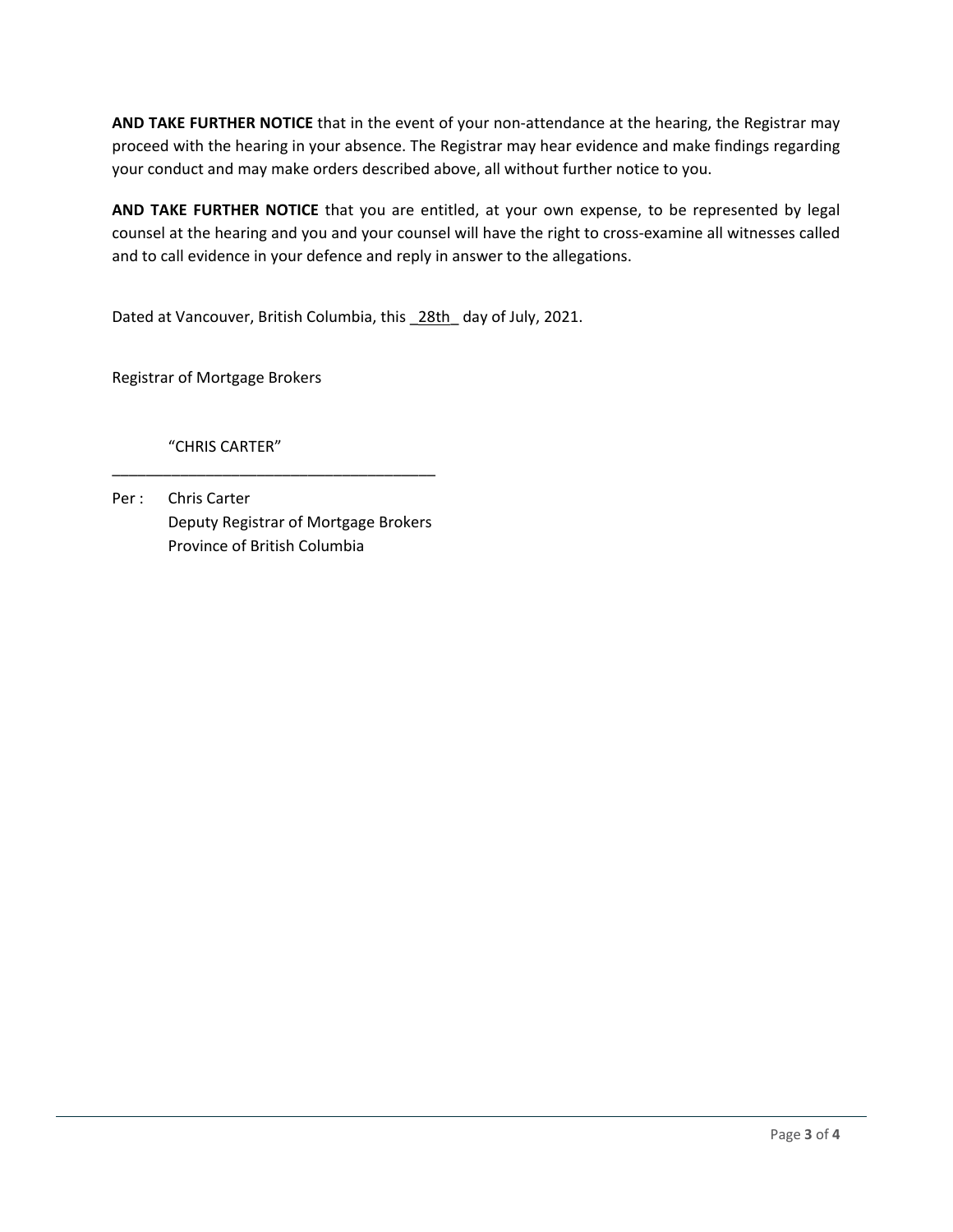**AND TAKE FURTHER NOTICE** that in the event of your non-attendance at the hearing, the Registrar may proceed with the hearing in your absence. The Registrar may hear evidence and make findings regarding your conduct and may make orders described above, all without further notice to you.

**AND TAKE FURTHER NOTICE** that you are entitled, at your own expense, to be represented by legal counsel at the hearing and you and your counsel will have the right to cross-examine all witnesses called and to call evidence in your defence and reply in answer to the allegations.

Dated at Vancouver, British Columbia, this _28th_ day of July, 2021.

Registrar of Mortgage Brokers

"CHRIS CARTER"

______________________________________

Per : Chris Carter
Deputy Registrar of Mortgage Brokers
Province of British Columbia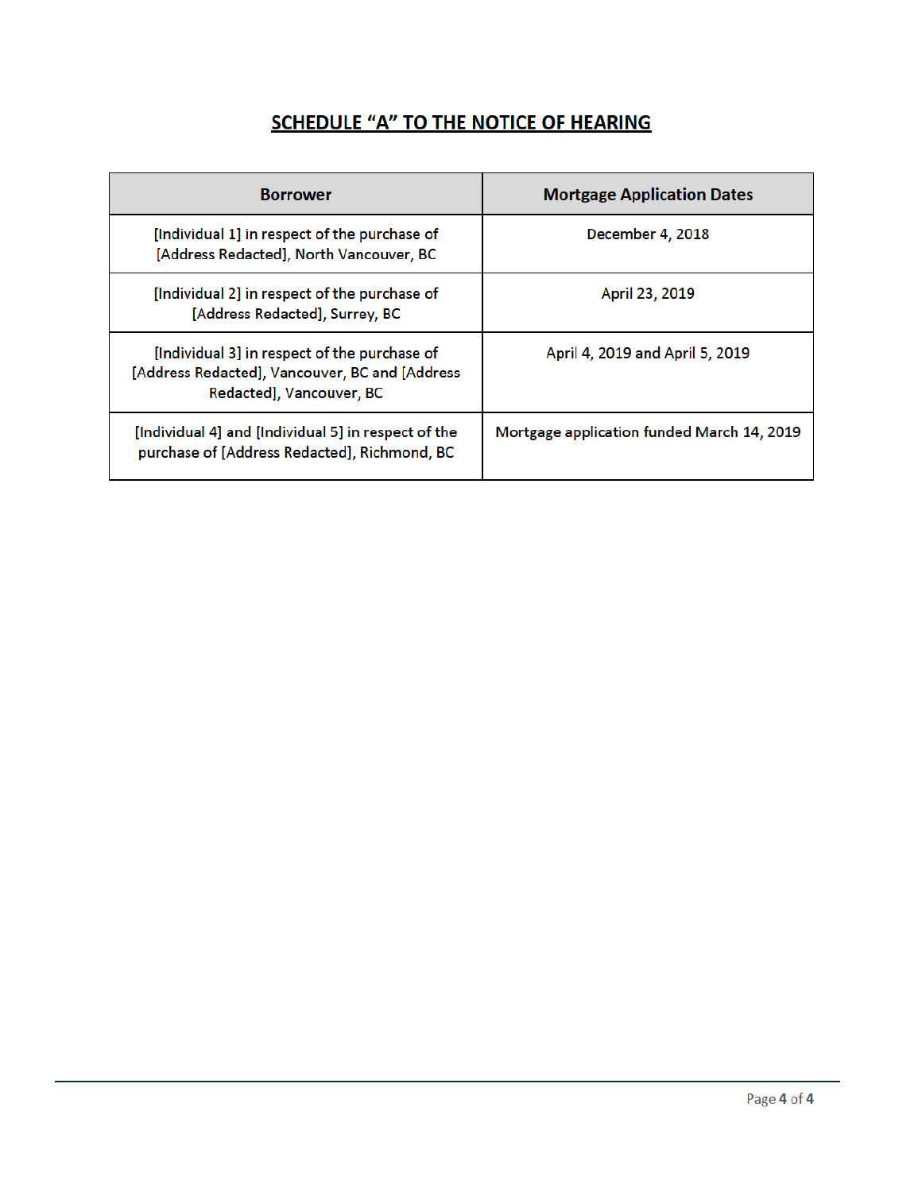## SCHEDULE "A" TO THE NOTICE OF HEARING

| Borrower | Mortgage Application Dates |
| --- | --- |
| [Individual 1] in respect of the purchase of [Address Redacted], North Vancouver, BC | December 4, 2018 |
| [Individual 2] in respect of the purchase of [Address Redacted], Surrey, BC | April 23, 2019 |
| [Individual 3] in respect of the purchase of [Address Redacted], Vancouver, BC and [Address Redacted], Vancouver, BC | April 4, 2019 and April 5, 2019 |
| [Individual 4] and [Individual 5] in respect of the purchase of [Address Redacted], Richmond, BC | Mortgage application funded March 14, 2019 |